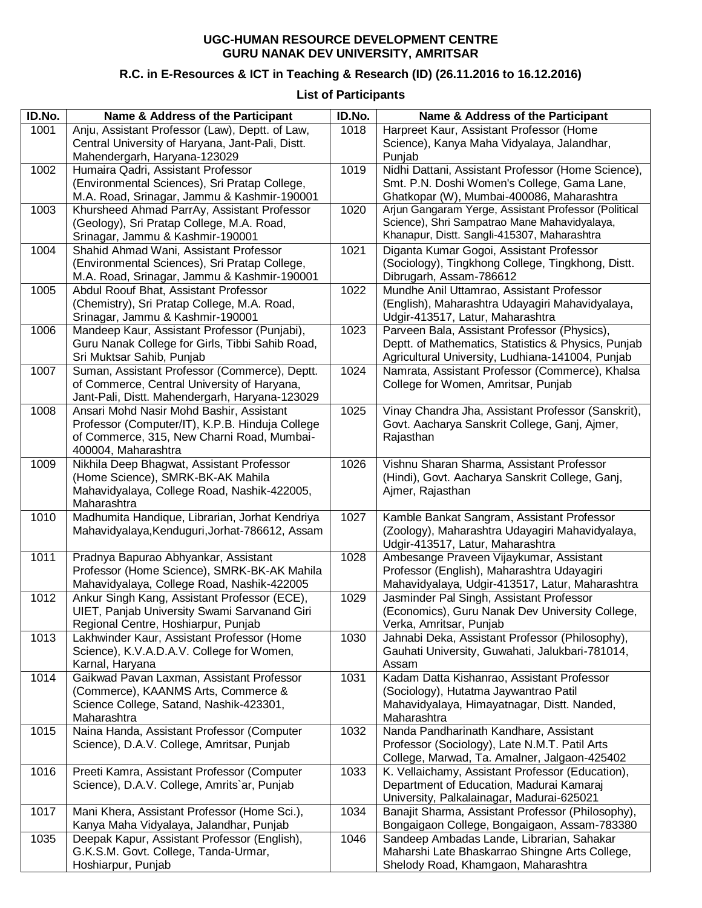**UGC-HUMAN RESOURCE DEVELOPMENT CENTRE**
**GURU NANAK DEV UNIVERSITY, AMRITSAR**

**R.C. in E-Resources & ICT in Teaching & Research (ID) (26.11.2016 to 16.12.2016)**

**List of Participants**

| ID.No. | Name & Address of the Participant | ID.No. | Name & Address of the Participant |
|---|---|---|---|
| 1001 | Anju, Assistant Professor (Law), Deptt. of Law, Central University of Haryana, Jant-Pali, Distt. Mahendergarh, Haryana-123029 | 1018 | Harpreet Kaur, Assistant Professor (Home Science), Kanya Maha Vidyalaya, Jalandhar, Punjab |
| 1002 | Humaira Qadri, Assistant Professor (Environmental Sciences), Sri Pratap College, M.A. Road, Srinagar, Jammu & Kashmir-190001 | 1019 | Nidhi Dattani, Assistant Professor (Home Science), Smt. P.N. Doshi Women's College, Gama Lane, Ghatkopar (W), Mumbai-400086, Maharashtra |
| 1003 | Khursheed Ahmad ParrAy, Assistant Professor (Geology), Sri Pratap College, M.A. Road, Srinagar, Jammu & Kashmir-190001 | 1020 | Arjun Gangaram Yerge, Assistant Professor (Political Science), Shri Sampatrao Mane Mahavidyalaya, Khanapur, Distt. Sangli-415307, Maharashtra |
| 1004 | Shahid Ahmad Wani, Assistant Professor (Environmental Sciences), Sri Pratap College, M.A. Road, Srinagar, Jammu & Kashmir-190001 | 1021 | Diganta Kumar Gogoi, Assistant Professor (Sociology), Tingkhong College, Tingkhong, Distt. Dibrugarh, Assam-786612 |
| 1005 | Abdul Roouf Bhat, Assistant Professor (Chemistry), Sri Pratap College, M.A. Road, Srinagar, Jammu & Kashmir-190001 | 1022 | Mundhe Anil Uttamrao, Assistant Professor (English), Maharashtra Udayagiri Mahavidyalaya, Udgir-413517, Latur, Maharashtra |
| 1006 | Mandeep Kaur, Assistant Professor (Punjabi), Guru Nanak College for Girls, Tibbi Sahib Road, Sri Muktsar Sahib, Punjab | 1023 | Parveen Bala, Assistant Professor (Physics), Deptt. of Mathematics, Statistics & Physics, Punjab Agricultural University, Ludhiana-141004, Punjab |
| 1007 | Suman, Assistant Professor (Commerce), Deptt. of Commerce, Central University of Haryana, Jant-Pali, Distt. Mahendergarh, Haryana-123029 | 1024 | Namrata, Assistant Professor (Commerce), Khalsa College for Women, Amritsar, Punjab |
| 1008 | Ansari Mohd Nasir Mohd Bashir, Assistant Professor (Computer/IT), K.P.B. Hinduja College of Commerce, 315, New Charni Road, Mumbai-400004, Maharashtra | 1025 | Vinay Chandra Jha, Assistant Professor (Sanskrit), Govt. Aacharya Sanskrit College, Ganj, Ajmer, Rajasthan |
| 1009 | Nikhila Deep Bhagwat, Assistant Professor (Home Science), SMRK-BK-AK Mahila Mahavidyalaya, College Road, Nashik-422005, Maharashtra | 1026 | Vishnu Sharan Sharma, Assistant Professor (Hindi), Govt. Aacharya Sanskrit College, Ganj, Ajmer, Rajasthan |
| 1010 | Madhumita Handique, Librarian, Jorhat Kendriya Mahavidyalaya,Kenduguri,Jorhat-786612, Assam | 1027 | Kamble Bankat Sangram, Assistant Professor (Zoology), Maharashtra Udayagiri Mahavidyalaya, Udgir-413517, Latur, Maharashtra |
| 1011 | Pradnya Bapurao Abhyankar, Assistant Professor (Home Science), SMRK-BK-AK Mahila Mahavidyalaya, College Road, Nashik-422005 | 1028 | Ambesange Praveen Vijaykumar, Assistant Professor (English), Maharashtra Udayagiri Mahavidyalaya, Udgir-413517, Latur, Maharashtra |
| 1012 | Ankur Singh Kang, Assistant Professor (ECE), UIET, Panjab University Swami Sarvanand Giri Regional Centre, Hoshiarpur, Punjab | 1029 | Jasminder Pal Singh, Assistant Professor (Economics), Guru Nanak Dev University College, Verka, Amritsar, Punjab |
| 1013 | Lakhwinder Kaur, Assistant Professor (Home Science), K.V.A.D.A.V. College for Women, Karnal, Haryana | 1030 | Jahnabi Deka, Assistant Professor (Philosophy), Gauhati University, Guwahati, Jalukbari-781014, Assam |
| 1014 | Gaikwad Pavan Laxman, Assistant Professor (Commerce), KAANMS Arts, Commerce & Science College, Satand, Nashik-423301, Maharashtra | 1031 | Kadam Datta Kishanrao, Assistant Professor (Sociology), Hutatma Jaywantrao Patil Mahavidyalaya, Himayatnagar, Distt. Nanded, Maharashtra |
| 1015 | Naina Handa, Assistant Professor (Computer Science), D.A.V. College, Amritsar, Punjab | 1032 | Nanda Pandharinath Kandhare, Assistant Professor (Sociology), Late N.M.T. Patil Arts College, Marwad, Ta. Amalner, Jalgaon-425402 |
| 1016 | Preeti Kamra, Assistant Professor (Computer Science), D.A.V. College, Amrits`ar, Punjab | 1033 | K. Vellaichamy, Assistant Professor (Education), Department of Education, Madurai Kamaraj University, Palkalainagar, Madurai-625021 |
| 1017 | Mani Khera, Assistant Professor (Home Sci.), Kanya Maha Vidyalaya, Jalandhar, Punjab | 1034 | Banajit Sharma, Assistant Professor (Philosophy), Bongaigaon College, Bongaigaon, Assam-783380 |
| 1035 | Deepak Kapur, Assistant Professor (English), G.K.S.M. Govt. College, Tanda-Urmar, Hoshiarpur, Punjab | 1046 | Sandeep Ambadas Lande, Librarian, Sahakar Maharshi Late Bhaskarrao Shingne Arts College, Shelody Road, Khamgaon, Maharashtra |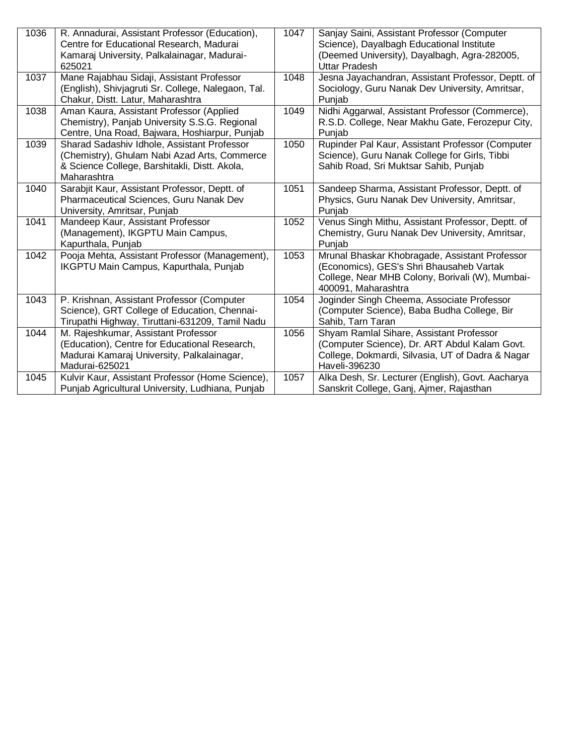| | | | |
|---|---|---|---|
| 1036 | R. Annadurai, Assistant Professor (Education), Centre for Educational Research, Madurai Kamaraj University, Palkalainagar, Madurai-625021 | 1047 | Sanjay Saini, Assistant Professor (Computer Science), Dayalbagh Educational Institute (Deemed University), Dayalbagh, Agra-282005, Uttar Pradesh |
| 1037 | Mane Rajabhau Sidaji, Assistant Professor (English), Shivjagruti Sr. College, Nalegaon, Tal. Chakur, Distt. Latur, Maharashtra | 1048 | Jesna Jayachandran, Assistant Professor, Deptt. of Sociology, Guru Nanak Dev University, Amritsar, Punjab |
| 1038 | Aman Kaura, Assistant Professor (Applied Chemistry), Panjab University S.S.G. Regional Centre, Una Road, Bajwara, Hoshiarpur, Punjab | 1049 | Nidhi Aggarwal, Assistant Professor (Commerce), R.S.D. College, Near Makhu Gate, Ferozepur City, Punjab |
| 1039 | Sharad Sadashiv Idhole, Assistant Professor (Chemistry), Ghulam Nabi Azad Arts, Commerce & Science College, Barshitakli, Distt. Akola, Maharashtra | 1050 | Rupinder Pal Kaur, Assistant Professor (Computer Science), Guru Nanak College for Girls, Tibbi Sahib Road, Sri Muktsar Sahib, Punjab |
| 1040 | Sarabjit Kaur, Assistant Professor, Deptt. of Pharmaceutical Sciences, Guru Nanak Dev University, Amritsar, Punjab | 1051 | Sandeep Sharma, Assistant Professor, Deptt. of Physics, Guru Nanak Dev University, Amritsar, Punjab |
| 1041 | Mandeep Kaur, Assistant Professor (Management), IKGPTU Main Campus, Kapurthala, Punjab | 1052 | Venus Singh Mithu, Assistant Professor, Deptt. of Chemistry, Guru Nanak Dev University, Amritsar, Punjab |
| 1042 | Pooja Mehta, Assistant Professor (Management), IKGPTU Main Campus, Kapurthala, Punjab | 1053 | Mrunal Bhaskar Khobragade, Assistant Professor (Economics), GES's Shri Bhausaheb Vartak College, Near MHB Colony, Borivali (W), Mumbai-400091, Maharashtra |
| 1043 | P. Krishnan, Assistant Professor (Computer Science), GRT College of Education, Chennai-Tirupathi Highway, Tiruttani-631209, Tamil Nadu | 1054 | Joginder Singh Cheema, Associate Professor (Computer Science), Baba Budha College, Bir Sahib, Tarn Taran |
| 1044 | M. Rajeshkumar, Assistant Professor (Education), Centre for Educational Research, Madurai Kamaraj University, Palkalainagar, Madurai-625021 | 1056 | Shyam Ramlal Sihare, Assistant Professor (Computer Science), Dr. ART Abdul Kalam Govt. College, Dokmardi, Silvasia, UT of Dadra & Nagar Haveli-396230 |
| 1045 | Kulvir Kaur, Assistant Professor (Home Science), Punjab Agricultural University, Ludhiana, Punjab | 1057 | Alka Desh, Sr. Lecturer (English), Govt. Aacharya Sanskrit College, Ganj, Ajmer, Rajasthan |